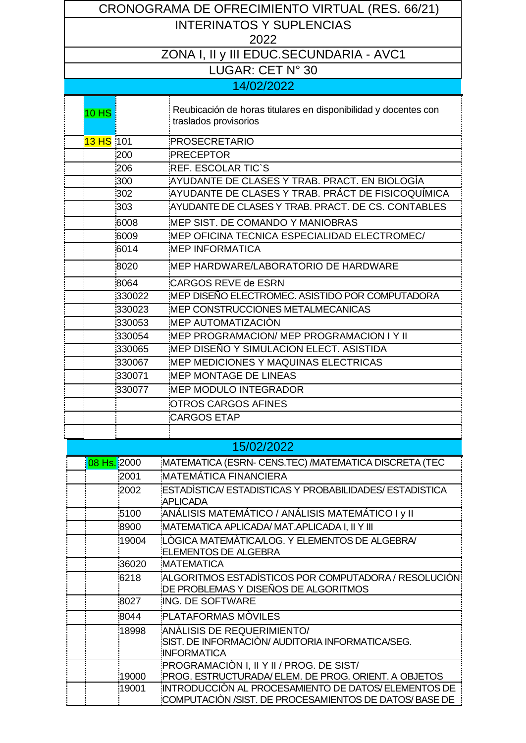# CRONOGRAMA DE OFRECIMIENTO VIRTUAL (RES. 66/21)

## INTERINATOS Y SUPLENCIAS

## 2022

## ZONA I, II y III EDUC.SECUNDARIA - AVC1

## LUGAR: CET N° 30

### 14/02/2022

| Hora | Código | Cargo |
|---|---|---|
| 10 HS | | Reubicación de horas titulares en disponibilidad y docentes con traslados provisorios |
| 13 HS | 101 | PROSECRETARIO |
| | 200 | PRECEPTOR |
| | 206 | REF. ESCOLAR TIC`S |
| | 300 | AYUDANTE DE CLASES Y TRAB. PRACT. EN BIOLOGÌA |
| | 302 | AYUDANTE DE CLASES Y TRAB. PRÁCT DE FISICOQUÍMICA |
| | 303 | AYUDANTE DE CLASES Y TRAB. PRACT. DE CS. CONTABLES |
| | 6008 | MEP SIST. DE COMANDO Y MANIOBRAS |
| | 6009 | MEP OFICINA TECNICA ESPECIALIDAD ELECTROMEC/ |
| | 6014 | MEP INFORMATICA |
| | 8020 | MEP HARDWARE/LABORATORIO DE HARDWARE |
| | 8064 | CARGOS REVE de ESRN |
| | 330022 | MEP DISEÑO ELECTROMEC. ASISTIDO POR COMPUTADORA |
| | 330023 | MEP CONSTRUCCIONES METALMECANICAS |
| | 330053 | MEP AUTOMATIZACIÒN |
| | 330054 | MEP PROGRAMACION/ MEP PROGRAMACION I Y II |
| | 330065 | MEP DISEÑO Y SIMULACION ELECT. ASISTIDA |
| | 330067 | MEP MEDICIONES Y MAQUINAS ELECTRICAS |
| | 330071 | MEP MONTAGE DE LINEAS |
| | 330077 | MEP MODULO INTEGRADOR |
| | | OTROS CARGOS AFINES |
| | | CARGOS ETAP |

### 15/02/2022

| Hora | Código | Asignatura |
|---|---|---|
| 08 Hs. | 2000 | MATEMATICA (ESRN- CENS.TEC) /MATEMATICA DISCRETA (TEC |
| | 2001 | MATEMÁTICA FINANCIERA |
| | 2002 | ESTADÌSTICA/ ESTADISTICAS Y PROBABILIDADES/ ESTADISTICA APLICADA |
| | 5100 | ANÁLISIS MATEMÁTICO / ANÁLISIS MATEMÁTICO I y II |
| | 8900 | MATEMATICA APLICADA/ MAT.APLICADA I, II Y III |
| | 19004 | LÒGICA MATEMÀTICA/LOG. Y ELEMENTOS DE ALGEBRA/ ELEMENTOS DE ALGEBRA |
| | 36020 | MATEMATICA |
| | 6218 | ALGORITMOS ESTADÌSTICOS POR COMPUTADORA / RESOLUCIÒN DE PROBLEMAS Y DISEÑOS DE ALGORITMOS |
| | 8027 | ING. DE SOFTWARE |
| | 8044 | PLATAFORMAS MÒVILES |
| | 18998 | ANÀLISIS DE REQUERIMIENTO/ SIST. DE INFORMACIÒN/ AUDITORIA INFORMATICA/SEG. INFORMATICA |
| | 19000 | PROGRAMACIÒN I, II Y II / PROG. DE SIST/ PROG. ESTRUCTURADA/ ELEM. DE PROG. ORIENT. A OBJETOS |
| | 19001 | INTRODUCCIÒN AL PROCESAMIENTO DE DATOS/ ELEMENTOS DE COMPUTACIÒN /SIST. DE PROCESAMIENTOS DE DATOS/ BASE DE |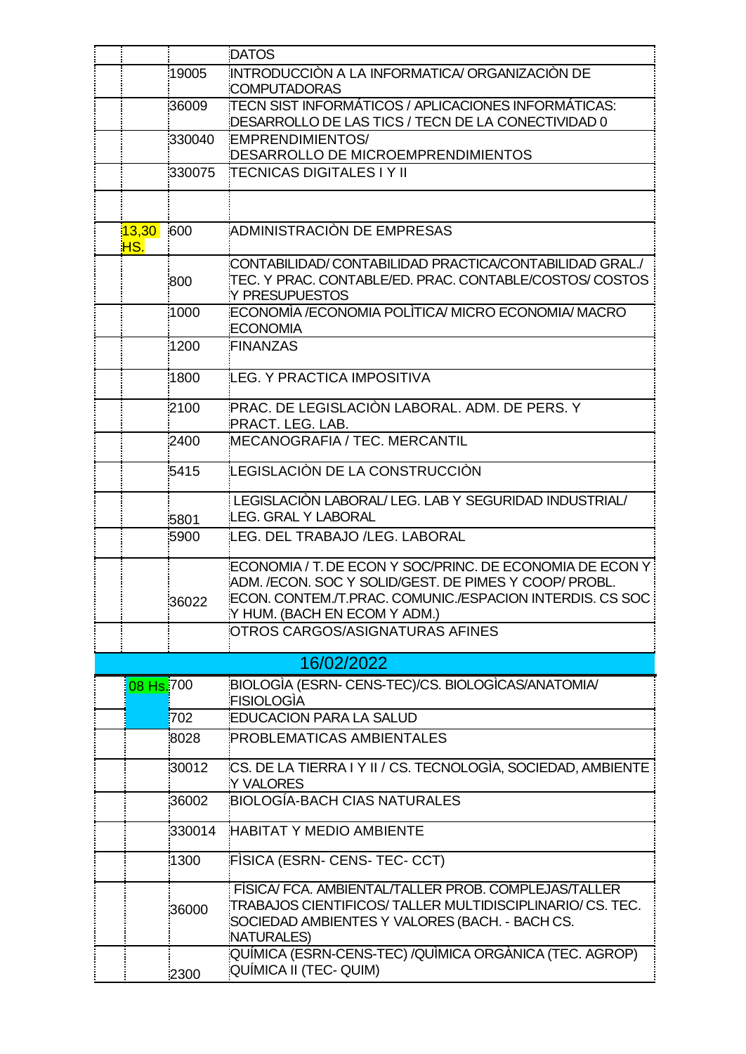| | | | |
|---|---|---|---|
| | | | DATOS |
| | | 19005 | INTRODUCCIÒN A LA INFORMATICA/ ORGANIZACIÒN DE COMPUTADORAS |
| | | 36009 | TECN SIST INFORMÁTICOS / APLICACIONES INFORMÁTICAS: DESARROLLO DE LAS TICS / TECN DE LA CONECTIVIDAD 0 |
| | | 330040 | EMPRENDIMIENTOS/ DESARROLLO DE MICROEMPRENDIMIENTOS |
| | | 330075 | TECNICAS DIGITALES I Y II |
| | | | |
| | 13,30 HS. | 600 | ADMINISTRACIÒN DE EMPRESAS |
| | | 800 | CONTABILIDAD/ CONTABILIDAD PRACTICA/CONTABILIDAD GRAL./ TEC. Y PRAC. CONTABLE/ED. PRAC. CONTABLE/COSTOS/ COSTOS Y PRESUPUESTOS |
| | | 1000 | ECONOMÌA /ECONOMIA POLÌTICA/ MICRO ECONOMIA/ MACRO ECONOMIA |
| | | 1200 | FINANZAS |
| | | 1800 | LEG. Y PRACTICA IMPOSITIVA |
| | | 2100 | PRAC. DE LEGISLACIÒN LABORAL. ADM. DE PERS. Y PRACT. LEG. LAB. |
| | | 2400 | MECANOGRAFIA / TEC. MERCANTIL |
| | | 5415 | LEGISLACIÒN DE LA CONSTRUCCIÒN |
| | | 5801 | LEGISLACIÒN LABORAL/ LEG. LAB Y SEGURIDAD INDUSTRIAL/ LEG. GRAL Y LABORAL |
| | | 5900 | LEG. DEL TRABAJO /LEG. LABORAL |
| | | 36022 | ECONOMIA / T. DE ECON Y SOC/PRINC. DE ECONOMIA DE ECON Y ADM. /ECON. SOC Y SOLID/GEST. DE PIMES Y COOP/ PROBL. ECON. CONTEM./T.PRAC. COMUNIC./ESPACION INTERDIS. CS SOC Y HUM. (BACH EN ECOM Y ADM.) |
| | | | OTROS CARGOS/ASIGNATURAS AFINES |
| **16/02/2022** | | | |
| | 08 Hs. | 700 | BIOLOGÌA (ESRN- CENS-TEC)/CS. BIOLOGÌCAS/ANATOMIA/ FISIOLOGÌA |
| | | 702 | EDUCACION PARA LA SALUD |
| | | 8028 | PROBLEMATICAS AMBIENTALES |
| | | 30012 | CS. DE LA TIERRA I Y II / CS. TECNOLOGÌA, SOCIEDAD, AMBIENTE Y VALORES |
| | | 36002 | BIOLOGÍA-BACH CIAS NATURALES |
| | | 330014 | HABITAT Y MEDIO AMBIENTE |
| | | 1300 | FÌSICA (ESRN- CENS- TEC- CCT) |
| | | 36000 | FÌSICA/ FCA. AMBIENTAL/TALLER PROB. COMPLEJAS/TALLER TRABAJOS CIENTIFICOS/ TALLER MULTIDISCIPLINARIO/ CS. TEC. SOCIEDAD AMBIENTES Y VALORES (BACH. - BACH CS. NATURALES) |
| | | 2300 | QUÍMICA (ESRN-CENS-TEC) /QUÌMICA ORGÀNICA (TEC. AGROP) QUÍMICA II (TEC- QUIM) |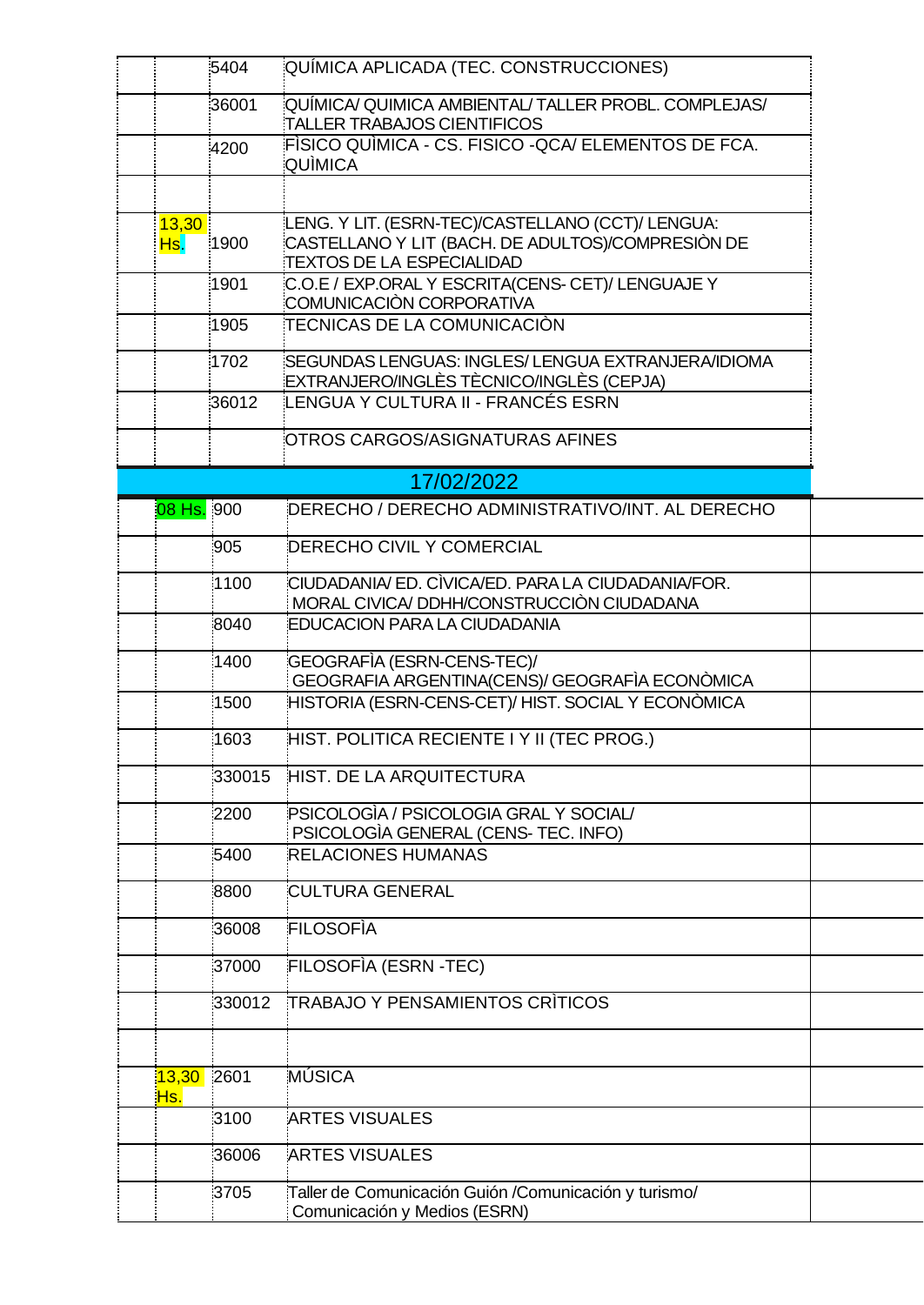| | | | |
|---|---|---|---|
| | | 5404 | QUÍMICA APLICADA (TEC. CONSTRUCCIONES) |
| | | 36001 | QUÍMICA/ QUIMICA AMBIENTAL/ TALLER PROBL. COMPLEJAS/ TALLER TRABAJOS CIENTIFICOS |
| | | 4200 | FÌSICO QUÌMICA - CS. FISICO -QCA/ ELEMENTOS DE FCA. QUÌMICA |
| | | | |
| | 13,30 Hs. | 1900 | LENG. Y LIT. (ESRN-TEC)/CASTELLANO (CCT)/ LENGUA: CASTELLANO Y LIT (BACH. DE ADULTOS)/COMPRESIÒN DE TEXTOS DE LA ESPECIALIDAD |
| | | 1901 | C.O.E / EXP.ORAL Y ESCRITA(CENS- CET)/ LENGUAJE Y COMUNICACIÒN CORPORATIVA |
| | | 1905 | TECNICAS DE LA COMUNICACIÒN |
| | | 1702 | SEGUNDAS LENGUAS: INGLES/ LENGUA EXTRANJERA/IDIOMA EXTRANJERO/INGLÈS TÈCNICO/INGLÈS (CEPJA) |
| | | 36012 | LENGUA Y CULTURA II - FRANCÉS ESRN |
| | | | OTROS CARGOS/ASIGNATURAS AFINES |

## 17/02/2022

| | | | |
|---|---|---|---|
| | 08 Hs. | 900 | DERECHO / DERECHO ADMINISTRATIVO/INT. AL DERECHO |
| | | 905 | DERECHO CIVIL Y COMERCIAL |
| | | 1100 | CIUDADANIA/ ED. CÌVICA/ED. PARA LA CIUDADANIA/FOR. MORAL CIVICA/ DDHH/CONSTRUCCIÒN CIUDADANA |
| | | 8040 | EDUCACION PARA LA CIUDADANIA |
| | | 1400 | GEOGRAFÌA (ESRN-CENS-TEC)/ GEOGRAFIA ARGENTINA(CENS)/ GEOGRAFÌA ECONÒMICA |
| | | 1500 | HISTORIA (ESRN-CENS-CET)/ HIST. SOCIAL Y ECONÒMICA |
| | | 1603 | HIST. POLITICA RECIENTE I Y II (TEC PROG.) |
| | | 330015 | HIST. DE LA ARQUITECTURA |
| | | 2200 | PSICOLOGÌA / PSICOLOGIA GRAL Y SOCIAL/ PSICOLOGÌA GENERAL (CENS- TEC. INFO) |
| | | 5400 | RELACIONES HUMANAS |
| | | 8800 | CULTURA GENERAL |
| | | 36008 | FILOSOFÌA |
| | | 37000 | FILOSOFÌA (ESRN -TEC) |
| | | 330012 | TRABAJO Y PENSAMIENTOS CRÌTICOS |
| | | | |
| | 13,30 Hs. | 2601 | MÚSICA |
| | | 3100 | ARTES VISUALES |
| | | 36006 | ARTES VISUALES |
| | | 3705 | Taller de Comunicación Guión /Comunicación y turismo/ Comunicación y Medios (ESRN) |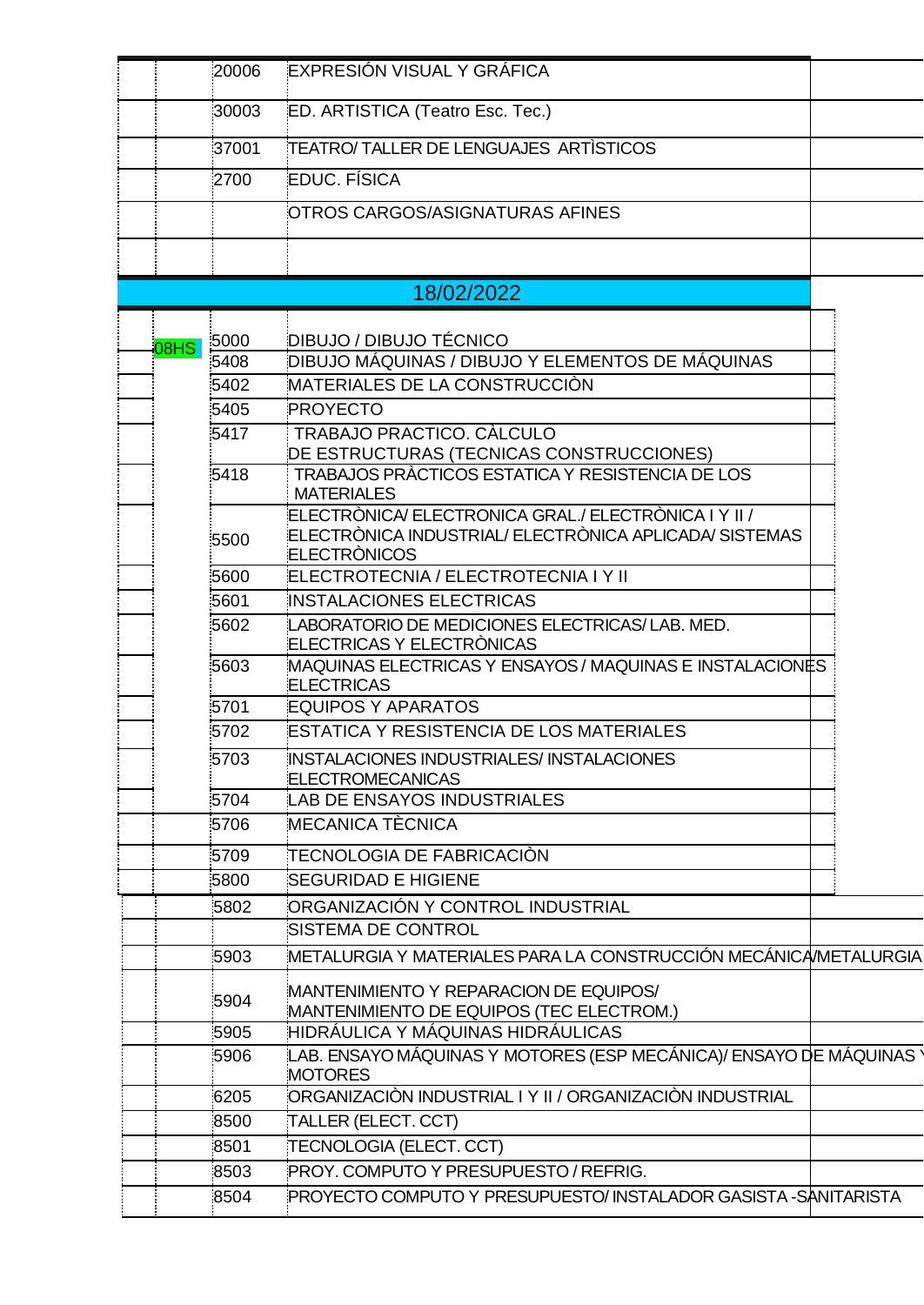| | | | |
|---|---|---|---|
| | 20006 | EXPRESIÓN VISUAL Y GRÁFICA | |
| | 30003 | ED. ARTISTICA (Teatro Esc. Tec.) | |
| | 37001 | TEATRO/ TALLER DE LENGUAJES ARTÌSTICOS | |
| | 2700 | EDUC. FÍSICA | |
| | | OTROS CARGOS/ASIGNATURAS AFINES | |
| | | | |

## 18/02/2022

| | | | |
|---|---|---|---|
| 08HS | 5000 | DIBUJO / DIBUJO TÉCNICO | |
| | 5408 | DIBUJO MÁQUINAS / DIBUJO Y ELEMENTOS DE MÁQUINAS | |
| | 5402 | MATERIALES DE LA CONSTRUCCIÒN | |
| | 5405 | PROYECTO | |
| | 5417 | TRABAJO PRACTICO. CÀLCULO DE ESTRUCTURAS (TECNICAS CONSTRUCCIONES) | |
| | 5418 | TRABAJOS PRÀCTICOS ESTATICA Y RESISTENCIA DE LOS MATERIALES | |
| | 5500 | ELECTRÒNICA/ ELECTRONICA GRAL./ ELECTRÒNICA I Y II / ELECTRÒNICA INDUSTRIAL/ ELECTRÒNICA APLICADA/ SISTEMAS ELECTRÒNICOS | |
| | 5600 | ELECTROTECNIA / ELECTROTECNIA I Y II | |
| | 5601 | INSTALACIONES ELECTRICAS | |
| | 5602 | LABORATORIO DE MEDICIONES ELECTRICAS/ LAB. MED. ELECTRICAS Y ELECTRÒNICAS | |
| | 5603 | MAQUINAS ELECTRICAS Y ENSAYOS / MAQUINAS E INSTALACIONES ELECTRICAS | |
| | 5701 | EQUIPOS Y APARATOS | |
| | 5702 | ESTATICA Y RESISTENCIA DE LOS MATERIALES | |
| | 5703 | INSTALACIONES INDUSTRIALES/ INSTALACIONES ELECTROMECANICAS | |
| | 5704 | LAB DE ENSAYOS INDUSTRIALES | |
| | 5706 | MECANICA TÈCNICA | |
| | 5709 | TECNOLOGIA DE FABRICACIÒN | |
| | 5800 | SEGURIDAD E HIGIENE | |
| | 5802 | ORGANIZACIÓN Y CONTROL INDUSTRIAL | |
| | | SISTEMA DE CONTROL | |
| | 5903 | METALURGIA Y MATERIALES PARA LA CONSTRUCCIÓN MECÁNICA/METALURGIA | |
| | 5904 | MANTENIMIENTO Y REPARACION DE EQUIPOS/ MANTENIMIENTO DE EQUIPOS (TEC ELECTROM.) | |
| | 5905 | HIDRÁULICA Y MÁQUINAS HIDRÁULICAS | |
| | 5906 | LAB. ENSAYO MÁQUINAS Y MOTORES (ESP MECÁNICA)/ ENSAYO DE MÁQUINAS Y MOTORES | |
| | 6205 | ORGANIZACIÒN INDUSTRIAL I Y II / ORGANIZACIÒN INDUSTRIAL | |
| | 8500 | TALLER (ELECT. CCT) | |
| | 8501 | TECNOLOGIA (ELECT. CCT) | |
| | 8503 | PROY. COMPUTO Y PRESUPUESTO / REFRIG. | |
| | 8504 | PROYECTO COMPUTO Y PRESUPUESTO/ INSTALADOR GASISTA -SANITARISTA | |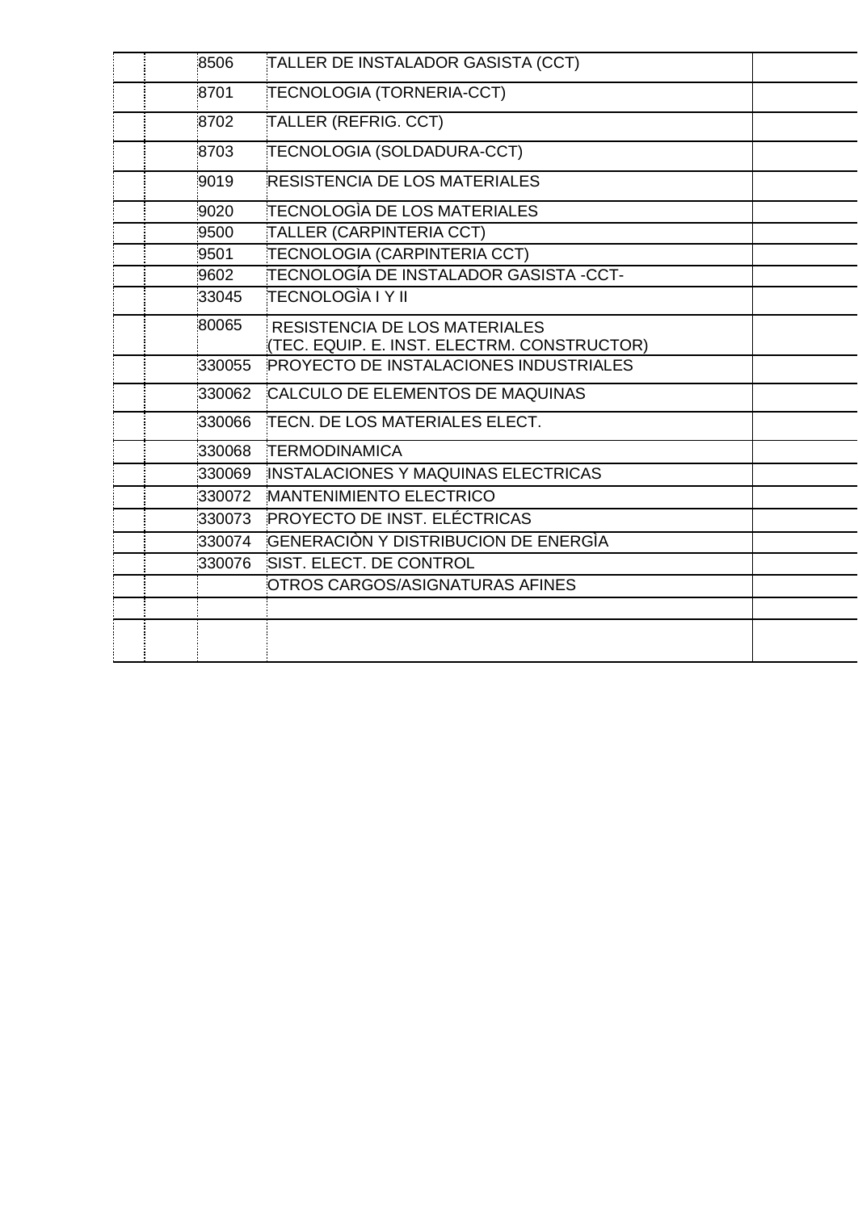| | | | | |
|---|---|---|---|---|
| | | 8506 | TALLER DE INSTALADOR GASISTA (CCT) | |
| | | 8701 | TECNOLOGIA (TORNERIA-CCT) | |
| | | 8702 | TALLER (REFRIG. CCT) | |
| | | 8703 | TECNOLOGIA (SOLDADURA-CCT) | |
| | | 9019 | RESISTENCIA DE LOS MATERIALES | |
| | | 9020 | TECNOLOGÌA DE LOS MATERIALES | |
| | | 9500 | TALLER (CARPINTERIA CCT) | |
| | | 9501 | TECNOLOGIA (CARPINTERIA CCT) | |
| | | 9602 | TECNOLOGÍA DE INSTALADOR GASISTA -CCT- | |
| | | 33045 | TECNOLOGÌA I Y II | |
| | | 80065 | RESISTENCIA DE LOS MATERIALES (TEC. EQUIP. E. INST. ELECTRM. CONSTRUCTOR) | |
| | | 330055 | PROYECTO DE INSTALACIONES INDUSTRIALES | |
| | | 330062 | CALCULO DE ELEMENTOS DE MAQUINAS | |
| | | 330066 | TECN. DE LOS MATERIALES ELECT. | |
| | | 330068 | TERMODINAMICA | |
| | | 330069 | INSTALACIONES Y MAQUINAS ELECTRICAS | |
| | | 330072 | MANTENIMIENTO ELECTRICO | |
| | | 330073 | PROYECTO DE INST. ELÉCTRICAS | |
| | | 330074 | GENERACIÒN Y DISTRIBUCION DE ENERGÌA | |
| | | 330076 | SIST. ELECT. DE CONTROL | |
| | | | OTROS CARGOS/ASIGNATURAS AFINES | |
| | | | | |
| | | | | |